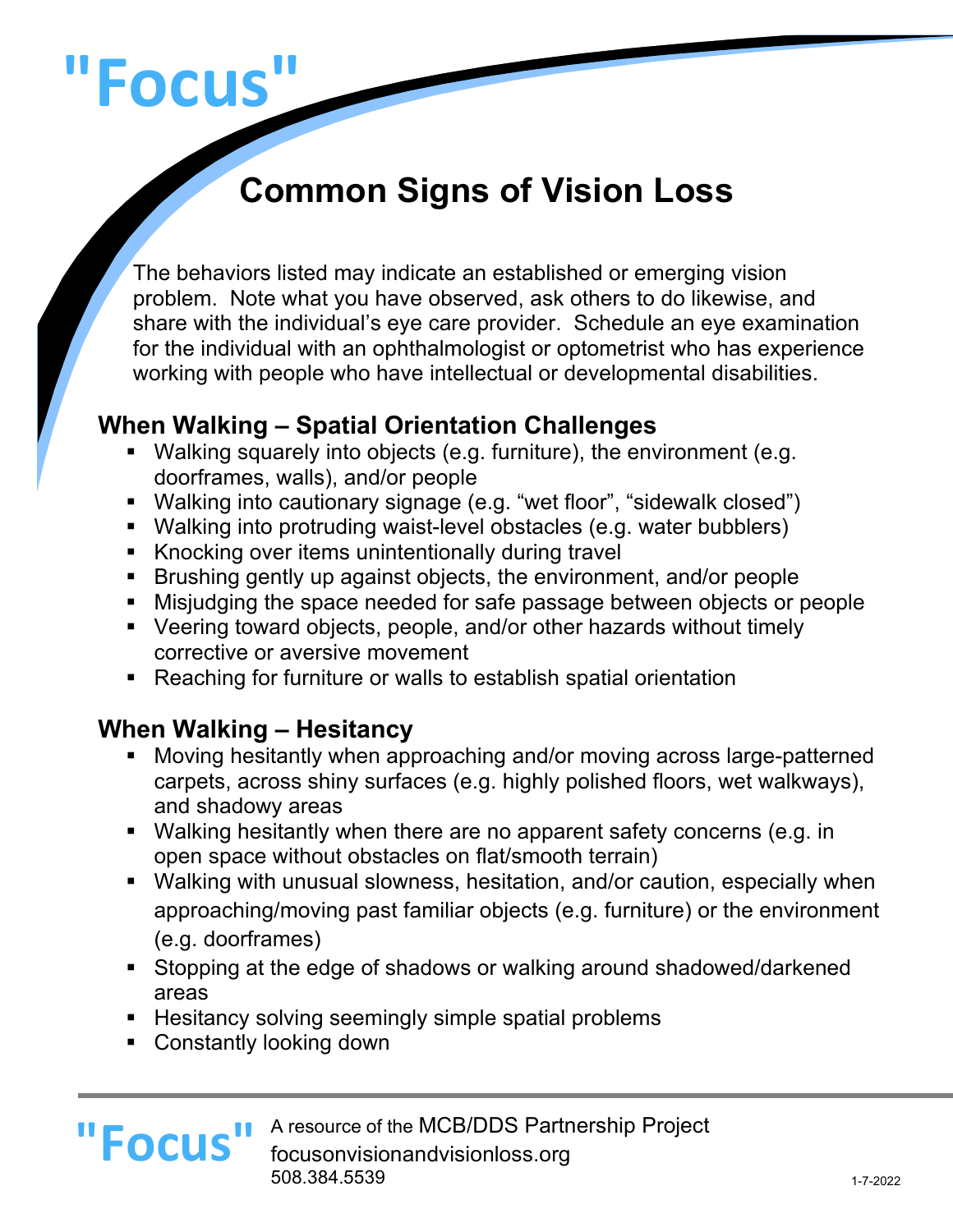# "Focus"

## Common Signs of Vision Loss

The behaviors listed may indicate an established or emerging vision problem. Note what you have observed, ask others to do likewise, and share with the individual's eye care provider. Schedule an eye examination for the individual with an ophthalmologist or optometrist who has experience working with people who have intellectual or developmental disabilities.

### When Walking – Spatial Orientation Challenges

- Walking squarely into objects (e.g. furniture), the environment (e.g. doorframes, walls), and/or people
- Walking into cautionary signage (e.g. "wet floor", "sidewalk closed")
- Walking into protruding waist-level obstacles (e.g. water bubblers)
- Knocking over items unintentionally during travel
- Brushing gently up against objects, the environment, and/or people
- Misjudging the space needed for safe passage between objects or people
- Veering toward objects, people, and/or other hazards without timely corrective or aversive movement
- Reaching for furniture or walls to establish spatial orientation

### When Walking – Hesitancy

- Moving hesitantly when approaching and/or moving across large-patterned carpets, across shiny surfaces (e.g. highly polished floors, wet walkways), and shadowy areas
- Walking hesitantly when there are no apparent safety concerns (e.g. in open space without obstacles on flat/smooth terrain)
- Walking with unusual slowness, hesitation, and/or caution, especially when approaching/moving past familiar objects (e.g. furniture) or the environment (e.g. doorframes)
- Stopping at the edge of shadows or walking around shadowed/darkened areas
- Hesitancy solving seemingly simple spatial problems
- Constantly looking down

"Focus" A resource of the MCB/DDS Partnership Project
focusonvisionandvisionloss.org
508.384.5539

1-7-2022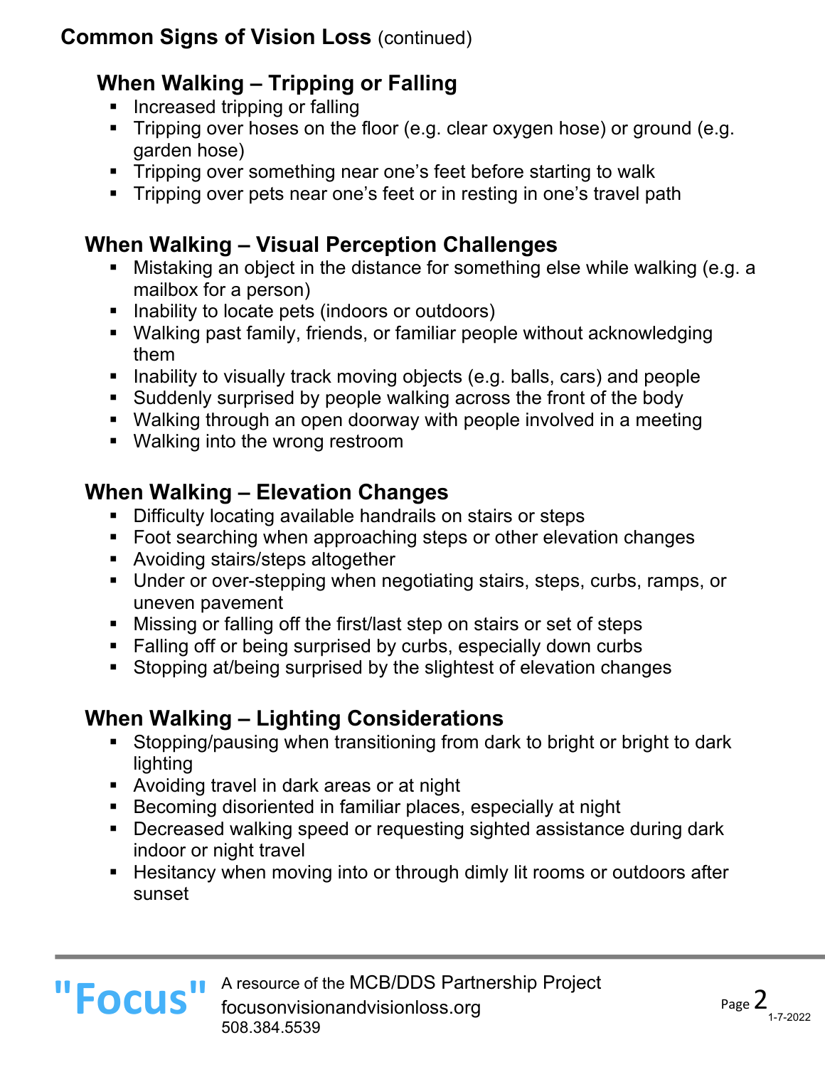## Common Signs of Vision Loss (continued)

### When Walking – Tripping or Falling

- Increased tripping or falling
- Tripping over hoses on the floor (e.g. clear oxygen hose) or ground (e.g. garden hose)
- Tripping over something near one's feet before starting to walk
- Tripping over pets near one's feet or in resting in one's travel path

### When Walking – Visual Perception Challenges

- Mistaking an object in the distance for something else while walking (e.g. a mailbox for a person)
- Inability to locate pets (indoors or outdoors)
- Walking past family, friends, or familiar people without acknowledging them
- Inability to visually track moving objects (e.g. balls, cars) and people
- Suddenly surprised by people walking across the front of the body
- Walking through an open doorway with people involved in a meeting
- Walking into the wrong restroom

### When Walking – Elevation Changes

- Difficulty locating available handrails on stairs or steps
- Foot searching when approaching steps or other elevation changes
- Avoiding stairs/steps altogether
- Under or over-stepping when negotiating stairs, steps, curbs, ramps, or uneven pavement
- Missing or falling off the first/last step on stairs or set of steps
- Falling off or being surprised by curbs, especially down curbs
- Stopping at/being surprised by the slightest of elevation changes

### When Walking – Lighting Considerations

- Stopping/pausing when transitioning from dark to bright or bright to dark lighting
- Avoiding travel in dark areas or at night
- Becoming disoriented in familiar places, especially at night
- Decreased walking speed or requesting sighted assistance during dark indoor or night travel
- Hesitancy when moving into or through dimly lit rooms or outdoors after sunset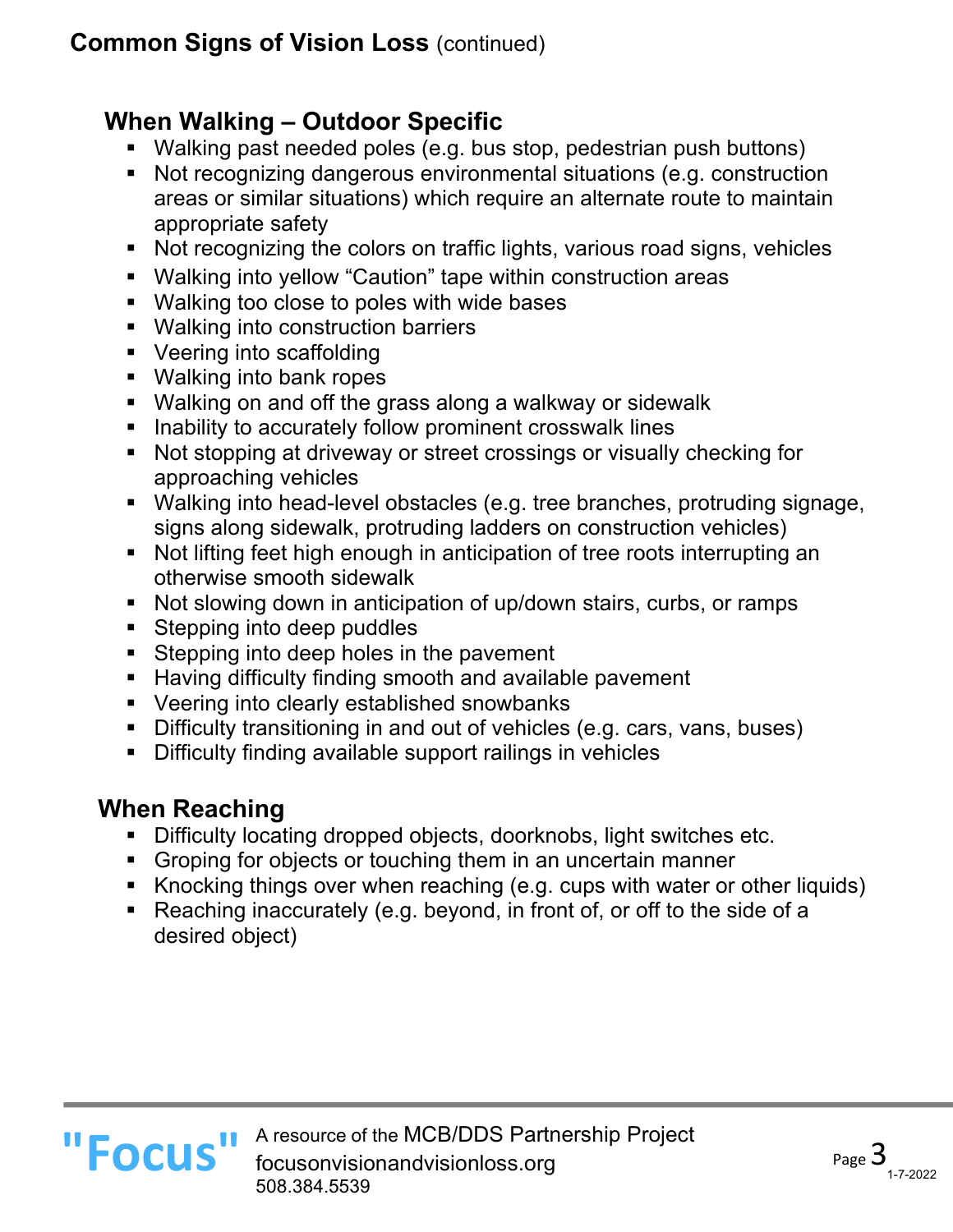## Common Signs of Vision Loss (continued)

### When Walking – Outdoor Specific

- Walking past needed poles (e.g. bus stop, pedestrian push buttons)
- Not recognizing dangerous environmental situations (e.g. construction areas or similar situations) which require an alternate route to maintain appropriate safety
- Not recognizing the colors on traffic lights, various road signs, vehicles
- Walking into yellow “Caution” tape within construction areas
- Walking too close to poles with wide bases
- Walking into construction barriers
- Veering into scaffolding
- Walking into bank ropes
- Walking on and off the grass along a walkway or sidewalk
- Inability to accurately follow prominent crosswalk lines
- Not stopping at driveway or street crossings or visually checking for approaching vehicles
- Walking into head-level obstacles (e.g. tree branches, protruding signage, signs along sidewalk, protruding ladders on construction vehicles)
- Not lifting feet high enough in anticipation of tree roots interrupting an otherwise smooth sidewalk
- Not slowing down in anticipation of up/down stairs, curbs, or ramps
- Stepping into deep puddles
- Stepping into deep holes in the pavement
- Having difficulty finding smooth and available pavement
- Veering into clearly established snowbanks
- Difficulty transitioning in and out of vehicles (e.g. cars, vans, buses)
- Difficulty finding available support railings in vehicles

### When Reaching

- Difficulty locating dropped objects, doorknobs, light switches etc.
- Groping for objects or touching them in an uncertain manner
- Knocking things over when reaching (e.g. cups with water or other liquids)
- Reaching inaccurately (e.g. beyond, in front of, or off to the side of a desired object)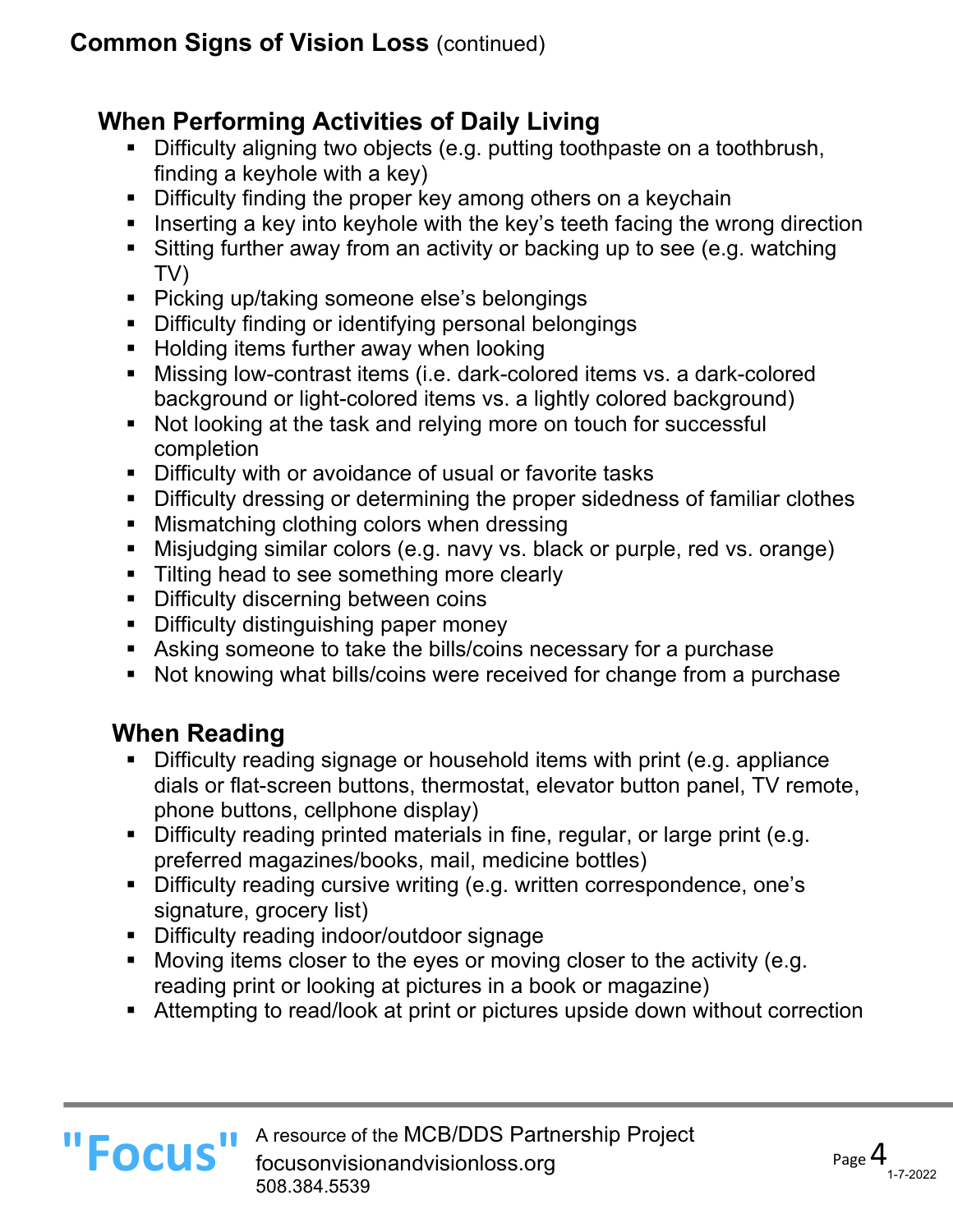## Common Signs of Vision Loss (continued)

### When Performing Activities of Daily Living

- Difficulty aligning two objects (e.g. putting toothpaste on a toothbrush, finding a keyhole with a key)
- Difficulty finding the proper key among others on a keychain
- Inserting a key into keyhole with the key's teeth facing the wrong direction
- Sitting further away from an activity or backing up to see (e.g. watching TV)
- Picking up/taking someone else's belongings
- Difficulty finding or identifying personal belongings
- Holding items further away when looking
- Missing low-contrast items (i.e. dark-colored items vs. a dark-colored background or light-colored items vs. a lightly colored background)
- Not looking at the task and relying more on touch for successful completion
- Difficulty with or avoidance of usual or favorite tasks
- Difficulty dressing or determining the proper sidedness of familiar clothes
- Mismatching clothing colors when dressing
- Misjudging similar colors (e.g. navy vs. black or purple, red vs. orange)
- Tilting head to see something more clearly
- Difficulty discerning between coins
- Difficulty distinguishing paper money
- Asking someone to take the bills/coins necessary for a purchase
- Not knowing what bills/coins were received for change from a purchase

### When Reading

- Difficulty reading signage or household items with print (e.g. appliance dials or flat-screen buttons, thermostat, elevator button panel, TV remote, phone buttons, cellphone display)
- Difficulty reading printed materials in fine, regular, or large print (e.g. preferred magazines/books, mail, medicine bottles)
- Difficulty reading cursive writing (e.g. written correspondence, one's signature, grocery list)
- Difficulty reading indoor/outdoor signage
- Moving items closer to the eyes or moving closer to the activity (e.g. reading print or looking at pictures in a book or magazine)
- Attempting to read/look at print or pictures upside down without correction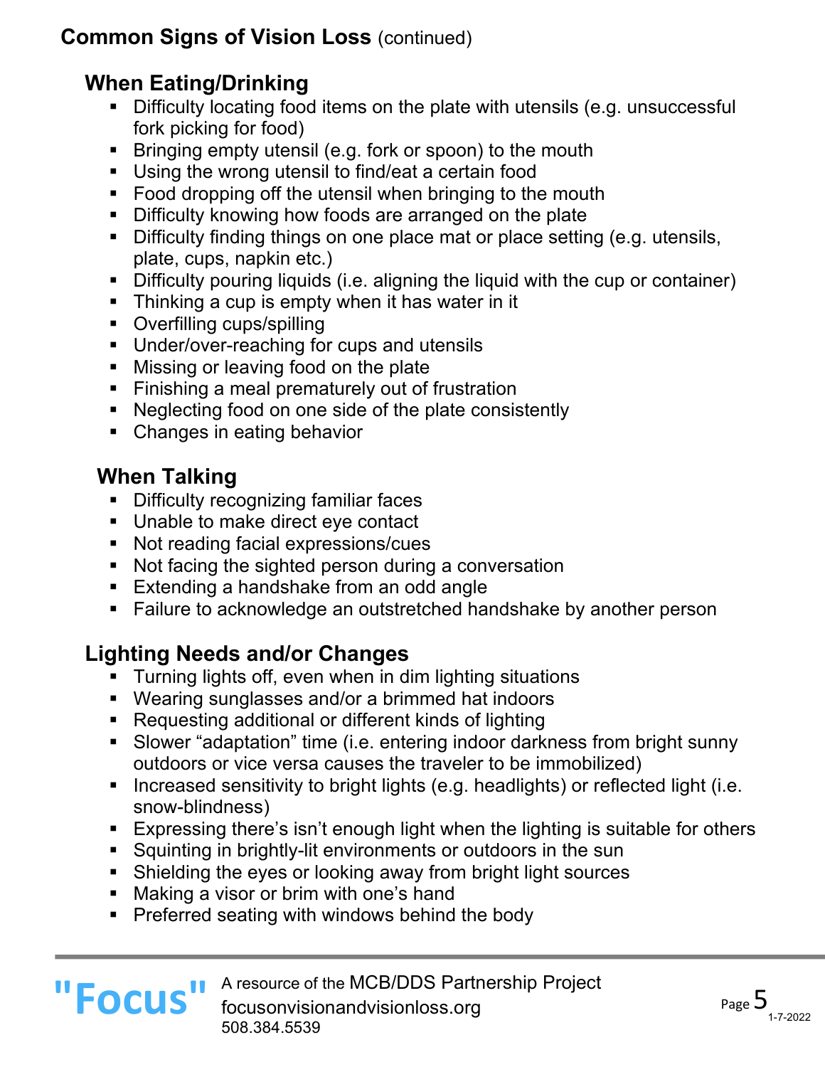## Common Signs of Vision Loss (continued)

### When Eating/Drinking

- Difficulty locating food items on the plate with utensils (e.g. unsuccessful fork picking for food)
- Bringing empty utensil (e.g. fork or spoon) to the mouth
- Using the wrong utensil to find/eat a certain food
- Food dropping off the utensil when bringing to the mouth
- Difficulty knowing how foods are arranged on the plate
- Difficulty finding things on one place mat or place setting (e.g. utensils, plate, cups, napkin etc.)
- Difficulty pouring liquids (i.e. aligning the liquid with the cup or container)
- Thinking a cup is empty when it has water in it
- Overfilling cups/spilling
- Under/over-reaching for cups and utensils
- Missing or leaving food on the plate
- Finishing a meal prematurely out of frustration
- Neglecting food on one side of the plate consistently
- Changes in eating behavior

### When Talking

- Difficulty recognizing familiar faces
- Unable to make direct eye contact
- Not reading facial expressions/cues
- Not facing the sighted person during a conversation
- Extending a handshake from an odd angle
- Failure to acknowledge an outstretched handshake by another person

### Lighting Needs and/or Changes

- Turning lights off, even when in dim lighting situations
- Wearing sunglasses and/or a brimmed hat indoors
- Requesting additional or different kinds of lighting
- Slower "adaptation" time (i.e. entering indoor darkness from bright sunny outdoors or vice versa causes the traveler to be immobilized)
- Increased sensitivity to bright lights (e.g. headlights) or reflected light (i.e. snow-blindness)
- Expressing there's isn't enough light when the lighting is suitable for others
- Squinting in brightly-lit environments or outdoors in the sun
- Shielding the eyes or looking away from bright light sources
- Making a visor or brim with one's hand
- Preferred seating with windows behind the body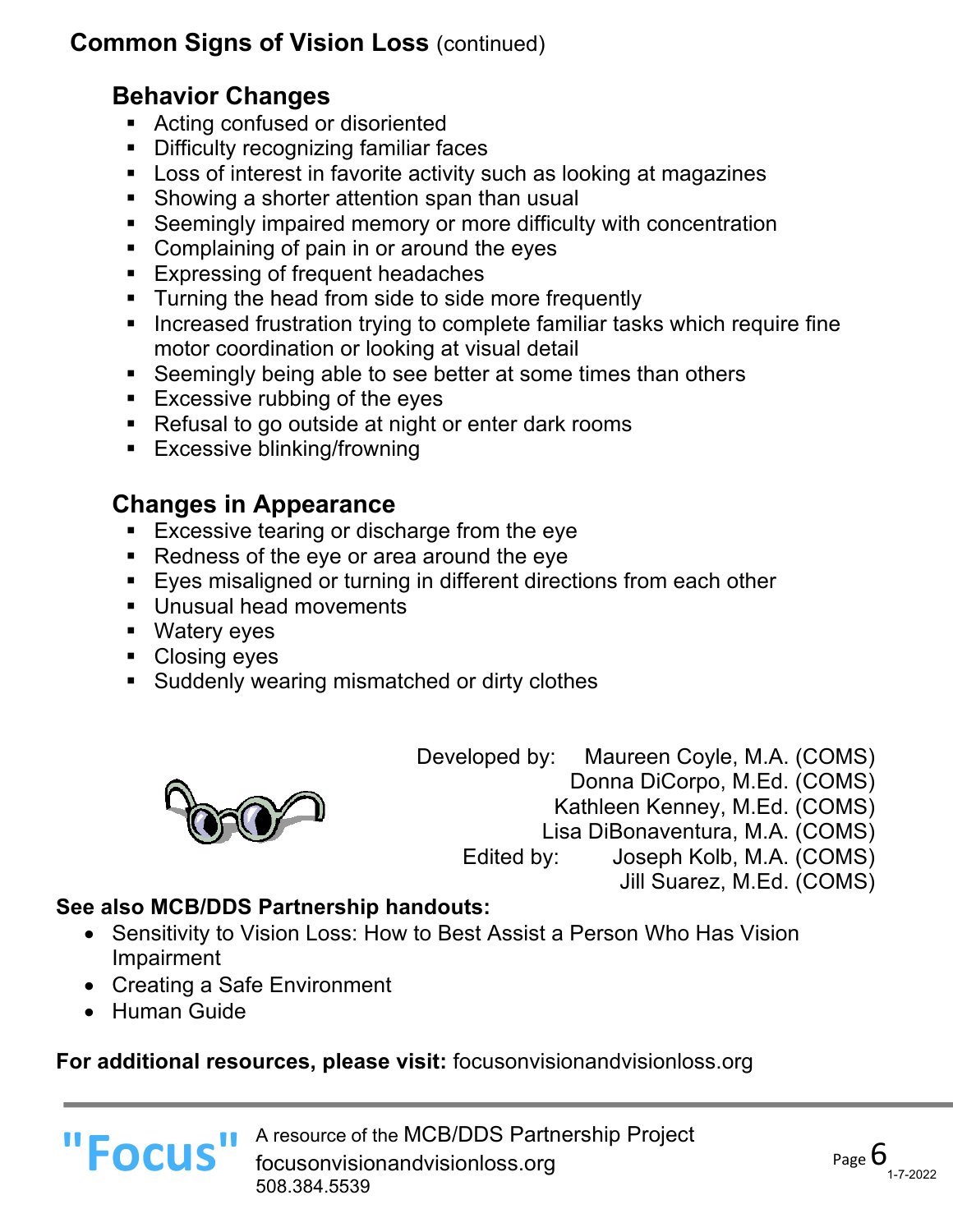## Common Signs of Vision Loss (continued)

### Behavior Changes

- Acting confused or disoriented
- Difficulty recognizing familiar faces
- Loss of interest in favorite activity such as looking at magazines
- Showing a shorter attention span than usual
- Seemingly impaired memory or more difficulty with concentration
- Complaining of pain in or around the eyes
- Expressing of frequent headaches
- Turning the head from side to side more frequently
- Increased frustration trying to complete familiar tasks which require fine motor coordination or looking at visual detail
- Seemingly being able to see better at some times than others
- Excessive rubbing of the eyes
- Refusal to go outside at night or enter dark rooms
- Excessive blinking/frowning

### Changes in Appearance

- Excessive tearing or discharge from the eye
- Redness of the eye or area around the eye
- Eyes misaligned or turning in different directions from each other
- Unusual head movements
- Watery eyes
- Closing eyes
- Suddenly wearing mismatched or dirty clothes

Developed by: Maureen Coyle, M.A. (COMS)
Donna DiCorpo, M.Ed. (COMS)
Kathleen Kenney, M.Ed. (COMS)
Lisa DiBonaventura, M.A. (COMS)
Edited by: Joseph Kolb, M.A. (COMS)
Jill Suarez, M.Ed. (COMS)

**See also MCB/DDS Partnership handouts:**

- Sensitivity to Vision Loss: How to Best Assist a Person Who Has Vision Impairment
- Creating a Safe Environment
- Human Guide

**For additional resources, please visit:** focusonvisionandvisionloss.org

"Focus" A resource of the MCB/DDS Partnership Project
focusonvisionandvisionloss.org
508.384.5539

1-7-2022